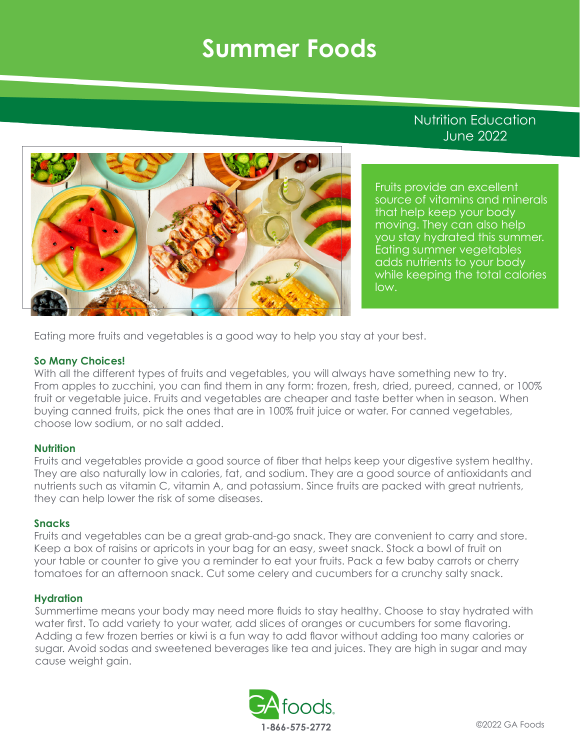# Summer Foods

Nutrition Education
June 2022

Fruits provide an excellent source of vitamins and minerals that help keep your body moving. They can also help you stay hydrated this summer. Eating summer vegetables adds nutrients to your body while keeping the total calories low.

Eating more fruits and vegetables is a good way to help you stay at your best.

### So Many Choices!

With all the different types of fruits and vegetables, you will always have something new to try. From apples to zucchini, you can find them in any form: frozen, fresh, dried, pureed, canned, or 100% fruit or vegetable juice. Fruits and vegetables are cheaper and taste better when in season. When buying canned fruits, pick the ones that are in 100% fruit juice or water. For canned vegetables, choose low sodium, or no salt added.

### Nutrition

Fruits and vegetables provide a good source of fiber that helps keep your digestive system healthy. They are also naturally low in calories, fat, and sodium. They are a good source of antioxidants and nutrients such as vitamin C, vitamin A, and potassium. Since fruits are packed with great nutrients, they can help lower the risk of some diseases.

### Snacks

Fruits and vegetables can be a great grab-and-go snack. They are convenient to carry and store. Keep a box of raisins or apricots in your bag for an easy, sweet snack. Stock a bowl of fruit on your table or counter to give you a reminder to eat your fruits. Pack a few baby carrots or cherry tomatoes for an afternoon snack. Cut some celery and cucumbers for a crunchy salty snack.

### Hydration

Summertime means your body may need more fluids to stay healthy. Choose to stay hydrated with water first. To add variety to your water, add slices of oranges or cucumbers for some flavoring. Adding a few frozen berries or kiwi is a fun way to add flavor without adding too many calories or sugar. Avoid sodas and sweetened beverages like tea and juices. They are high in sugar and may cause weight gain.

GA foods
1-866-575-2772

©2022 GA Foods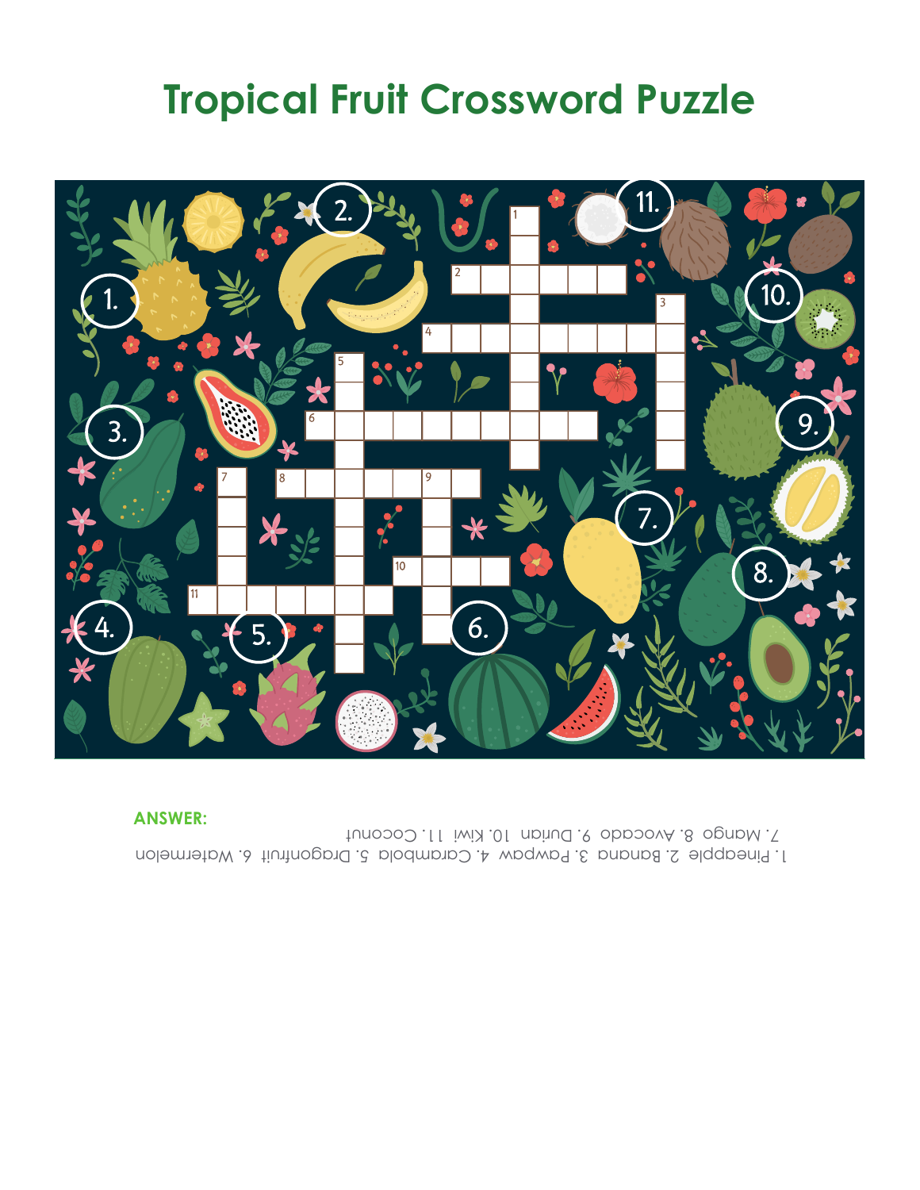# Tropical Fruit Crossword Puzzle

1.

2.

3.

4.

5.

6.

7.

8.

9.

10.

11.

**ANSWER:**

1. Pineapple 2. Banana 3. Pawpaw 4. Carambola 5. Dragonfruit 6. Watermelon 7. Mango 8. Avocado 9. Durian 10. Kiwi 11. Coconut